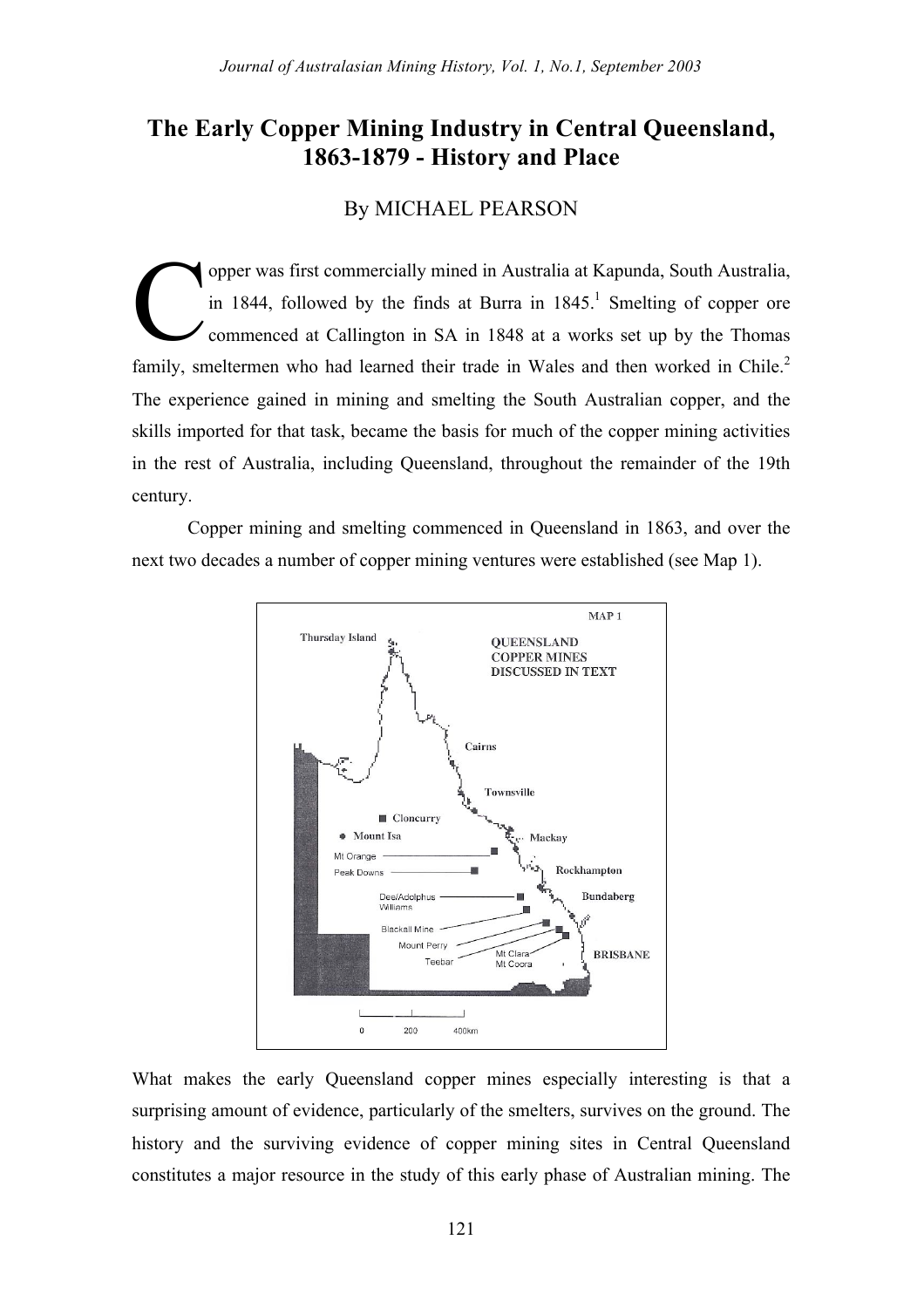# The Early Copper Mining Industry in Central Queensland, 1863-1879 - History and Place

By MICHAEL PEARSON

Copper was first commercially mined in Australia at Kapunda, South Australia, in 1844, followed by the finds at Burra in 1845.[1] Smelting of copper ore commenced at Callington in SA in 1848 at a works set up by the Thomas family, smeltermen who had learned their trade in Wales and then worked in Chile.[2] The experience gained in mining and smelting the South Australian copper, and the skills imported for that task, became the basis for much of the copper mining activities in the rest of Australia, including Queensland, throughout the remainder of the 19th century.

Copper mining and smelting commenced in Queensland in 1863, and over the next two decades a number of copper mining ventures were established (see Map 1).

What makes the early Queensland copper mines especially interesting is that a surprising amount of evidence, particularly of the smelters, survives on the ground. The history and the surviving evidence of copper mining sites in Central Queensland constitutes a major resource in the study of this early phase of Australian mining. The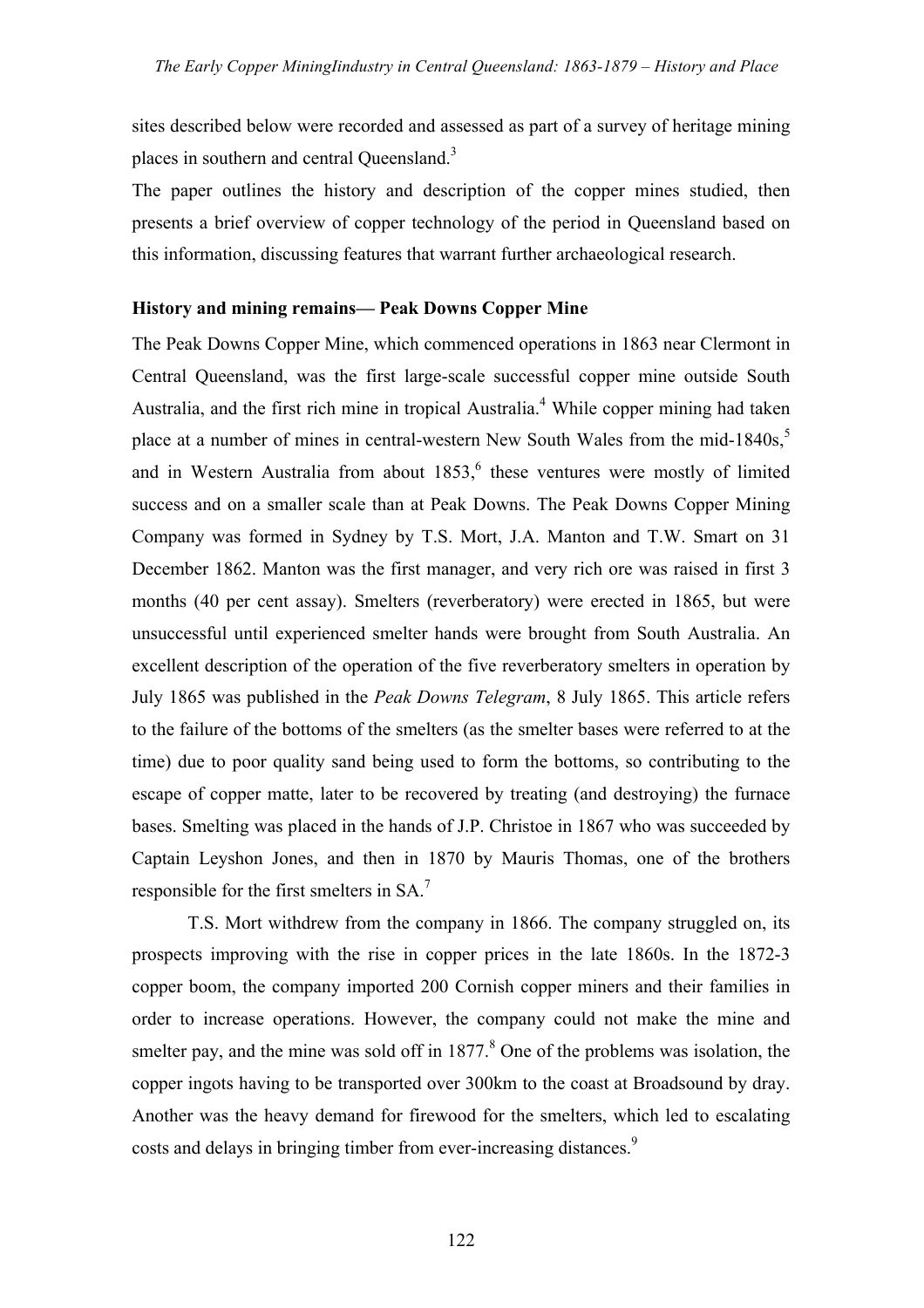sites described below were recorded and assessed as part of a survey of heritage mining places in southern and central Queensland.[3]

The paper outlines the history and description of the copper mines studied, then presents a brief overview of copper technology of the period in Queensland based on this information, discussing features that warrant further archaeological research.

**History and mining remains— Peak Downs Copper Mine**

The Peak Downs Copper Mine, which commenced operations in 1863 near Clermont in Central Queensland, was the first large-scale successful copper mine outside South Australia, and the first rich mine in tropical Australia.[4] While copper mining had taken place at a number of mines in central-western New South Wales from the mid-1840s,[5] and in Western Australia from about 1853,[6] these ventures were mostly of limited success and on a smaller scale than at Peak Downs. The Peak Downs Copper Mining Company was formed in Sydney by T.S. Mort, J.A. Manton and T.W. Smart on 31 December 1862. Manton was the first manager, and very rich ore was raised in first 3 months (40 per cent assay). Smelters (reverberatory) were erected in 1865, but were unsuccessful until experienced smelter hands were brought from South Australia. An excellent description of the operation of the five reverberatory smelters in operation by July 1865 was published in the *Peak Downs Telegram*, 8 July 1865. This article refers to the failure of the bottoms of the smelters (as the smelter bases were referred to at the time) due to poor quality sand being used to form the bottoms, so contributing to the escape of copper matte, later to be recovered by treating (and destroying) the furnace bases. Smelting was placed in the hands of J.P. Christoe in 1867 who was succeeded by Captain Leyshon Jones, and then in 1870 by Mauris Thomas, one of the brothers responsible for the first smelters in SA.[7]

T.S. Mort withdrew from the company in 1866. The company struggled on, its prospects improving with the rise in copper prices in the late 1860s. In the 1872-3 copper boom, the company imported 200 Cornish copper miners and their families in order to increase operations. However, the company could not make the mine and smelter pay, and the mine was sold off in 1877.[8] One of the problems was isolation, the copper ingots having to be transported over 300km to the coast at Broadsound by dray. Another was the heavy demand for firewood for the smelters, which led to escalating costs and delays in bringing timber from ever-increasing distances.[9]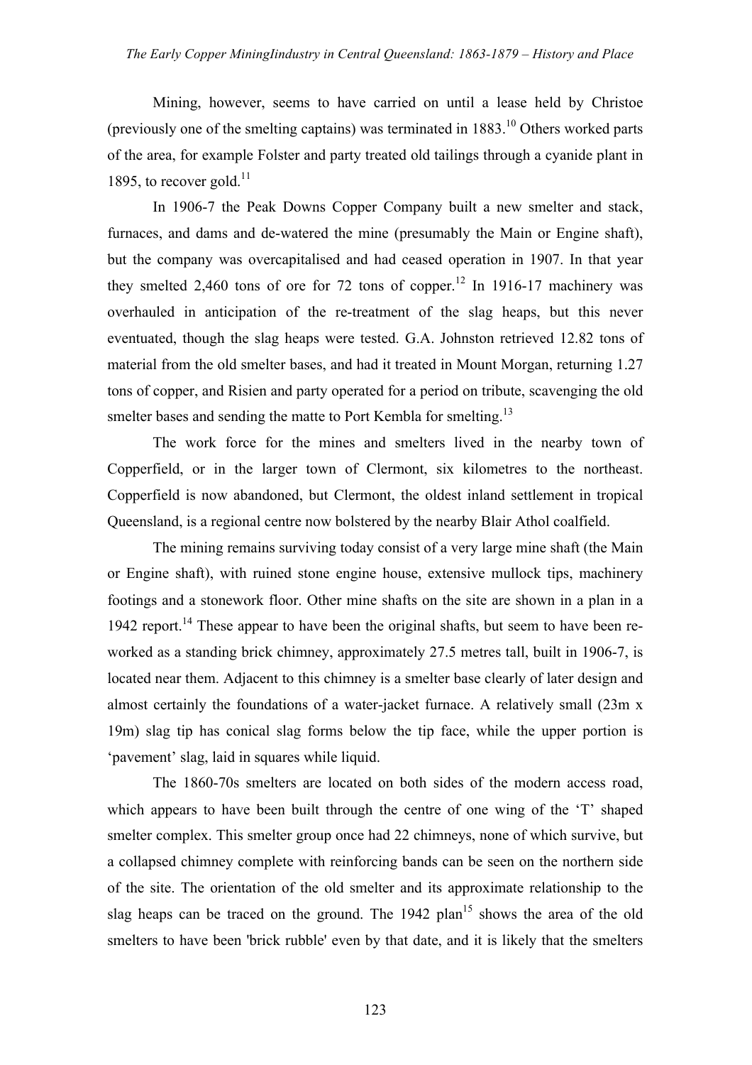Mining, however, seems to have carried on until a lease held by Christoe (previously one of the smelting captains) was terminated in 1883.[10] Others worked parts of the area, for example Folster and party treated old tailings through a cyanide plant in 1895, to recover gold.[11]

In 1906-7 the Peak Downs Copper Company built a new smelter and stack, furnaces, and dams and de-watered the mine (presumably the Main or Engine shaft), but the company was overcapitalised and had ceased operation in 1907. In that year they smelted 2,460 tons of ore for 72 tons of copper.[12] In 1916-17 machinery was overhauled in anticipation of the re-treatment of the slag heaps, but this never eventuated, though the slag heaps were tested. G.A. Johnston retrieved 12.82 tons of material from the old smelter bases, and had it treated in Mount Morgan, returning 1.27 tons of copper, and Risien and party operated for a period on tribute, scavenging the old smelter bases and sending the matte to Port Kembla for smelting.[13]

The work force for the mines and smelters lived in the nearby town of Copperfield, or in the larger town of Clermont, six kilometres to the northeast. Copperfield is now abandoned, but Clermont, the oldest inland settlement in tropical Queensland, is a regional centre now bolstered by the nearby Blair Athol coalfield.

The mining remains surviving today consist of a very large mine shaft (the Main or Engine shaft), with ruined stone engine house, extensive mullock tips, machinery footings and a stonework floor. Other mine shafts on the site are shown in a plan in a 1942 report.[14] These appear to have been the original shafts, but seem to have been re-worked as a standing brick chimney, approximately 27.5 metres tall, built in 1906-7, is located near them. Adjacent to this chimney is a smelter base clearly of later design and almost certainly the foundations of a water-jacket furnace. A relatively small (23m x 19m) slag tip has conical slag forms below the tip face, while the upper portion is 'pavement' slag, laid in squares while liquid.

The 1860-70s smelters are located on both sides of the modern access road, which appears to have been built through the centre of one wing of the 'T' shaped smelter complex. This smelter group once had 22 chimneys, none of which survive, but a collapsed chimney complete with reinforcing bands can be seen on the northern side of the site. The orientation of the old smelter and its approximate relationship to the slag heaps can be traced on the ground. The 1942 plan[15] shows the area of the old smelters to have been 'brick rubble' even by that date, and it is likely that the smelters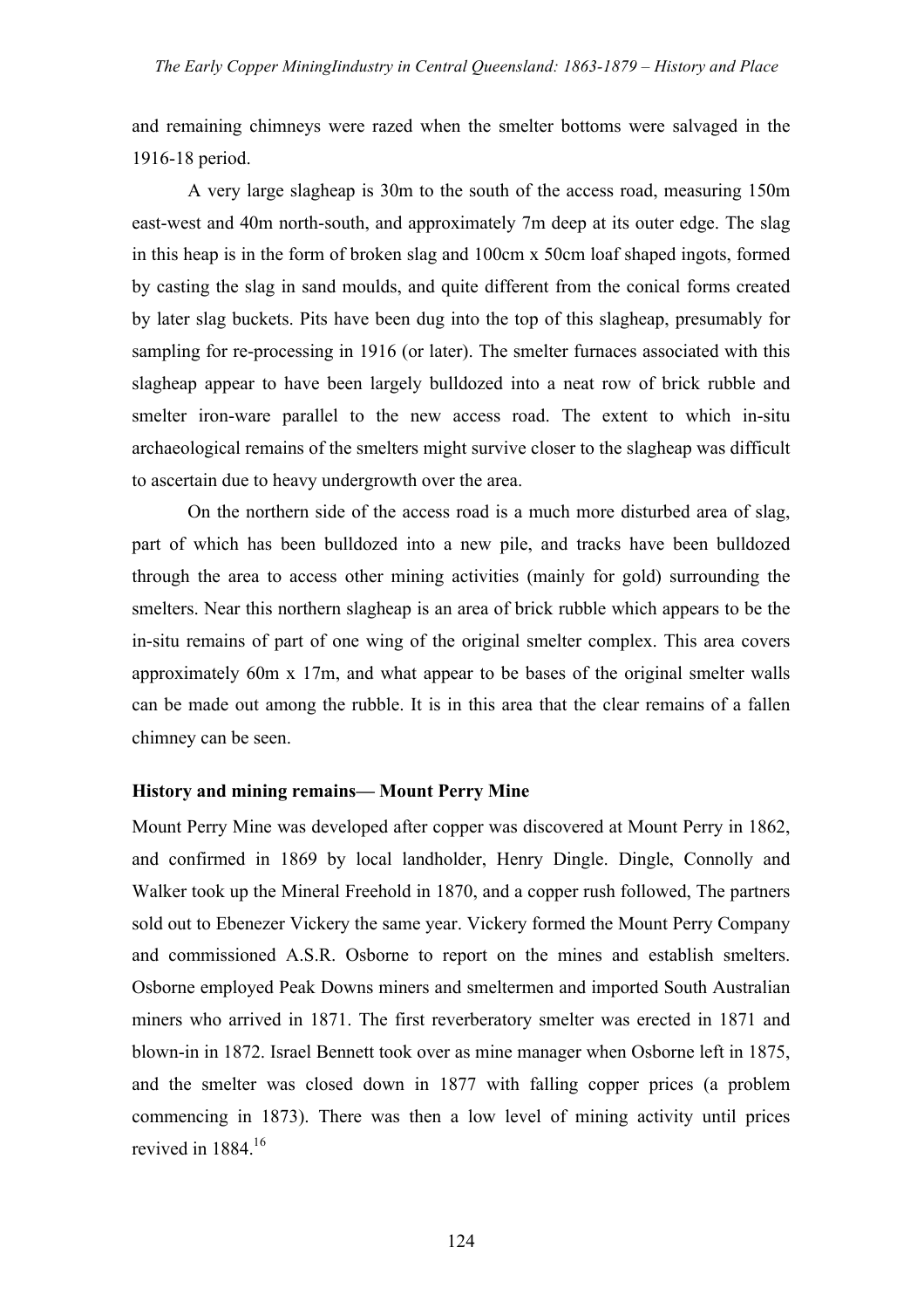and remaining chimneys were razed when the smelter bottoms were salvaged in the 1916-18 period.

A very large slagheap is 30m to the south of the access road, measuring 150m east-west and 40m north-south, and approximately 7m deep at its outer edge. The slag in this heap is in the form of broken slag and 100cm x 50cm loaf shaped ingots, formed by casting the slag in sand moulds, and quite different from the conical forms created by later slag buckets. Pits have been dug into the top of this slagheap, presumably for sampling for re-processing in 1916 (or later). The smelter furnaces associated with this slagheap appear to have been largely bulldozed into a neat row of brick rubble and smelter iron-ware parallel to the new access road. The extent to which in-situ archaeological remains of the smelters might survive closer to the slagheap was difficult to ascertain due to heavy undergrowth over the area.

On the northern side of the access road is a much more disturbed area of slag, part of which has been bulldozed into a new pile, and tracks have been bulldozed through the area to access other mining activities (mainly for gold) surrounding the smelters. Near this northern slagheap is an area of brick rubble which appears to be the in-situ remains of part of one wing of the original smelter complex. This area covers approximately 60m x 17m, and what appear to be bases of the original smelter walls can be made out among the rubble. It is in this area that the clear remains of a fallen chimney can be seen.

**History and mining remains— Mount Perry Mine**

Mount Perry Mine was developed after copper was discovered at Mount Perry in 1862, and confirmed in 1869 by local landholder, Henry Dingle. Dingle, Connolly and Walker took up the Mineral Freehold in 1870, and a copper rush followed, The partners sold out to Ebenezer Vickery the same year. Vickery formed the Mount Perry Company and commissioned A.S.R. Osborne to report on the mines and establish smelters. Osborne employed Peak Downs miners and smeltermen and imported South Australian miners who arrived in 1871. The first reverberatory smelter was erected in 1871 and blown-in in 1872. Israel Bennett took over as mine manager when Osborne left in 1875, and the smelter was closed down in 1877 with falling copper prices (a problem commencing in 1873). There was then a low level of mining activity until prices revived in 1884.[16]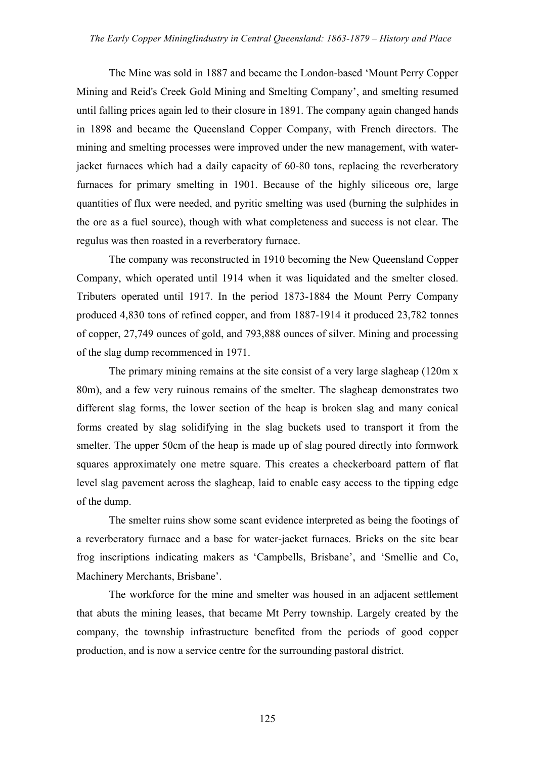The Mine was sold in 1887 and became the London-based 'Mount Perry Copper Mining and Reid's Creek Gold Mining and Smelting Company', and smelting resumed until falling prices again led to their closure in 1891. The company again changed hands in 1898 and became the Queensland Copper Company, with French directors. The mining and smelting processes were improved under the new management, with water-jacket furnaces which had a daily capacity of 60-80 tons, replacing the reverberatory furnaces for primary smelting in 1901. Because of the highly siliceous ore, large quantities of flux were needed, and pyritic smelting was used (burning the sulphides in the ore as a fuel source), though with what completeness and success is not clear. The regulus was then roasted in a reverberatory furnace.

The company was reconstructed in 1910 becoming the New Queensland Copper Company, which operated until 1914 when it was liquidated and the smelter closed. Tributers operated until 1917. In the period 1873-1884 the Mount Perry Company produced 4,830 tons of refined copper, and from 1887-1914 it produced 23,782 tonnes of copper, 27,749 ounces of gold, and 793,888 ounces of silver. Mining and processing of the slag dump recommenced in 1971.

The primary mining remains at the site consist of a very large slagheap (120m x 80m), and a few very ruinous remains of the smelter. The slagheap demonstrates two different slag forms, the lower section of the heap is broken slag and many conical forms created by slag solidifying in the slag buckets used to transport it from the smelter. The upper 50cm of the heap is made up of slag poured directly into formwork squares approximately one metre square. This creates a checkerboard pattern of flat level slag pavement across the slagheap, laid to enable easy access to the tipping edge of the dump.

The smelter ruins show some scant evidence interpreted as being the footings of a reverberatory furnace and a base for water-jacket furnaces. Bricks on the site bear frog inscriptions indicating makers as 'Campbells, Brisbane', and 'Smellie and Co, Machinery Merchants, Brisbane'.

The workforce for the mine and smelter was housed in an adjacent settlement that abuts the mining leases, that became Mt Perry township. Largely created by the company, the township infrastructure benefited from the periods of good copper production, and is now a service centre for the surrounding pastoral district.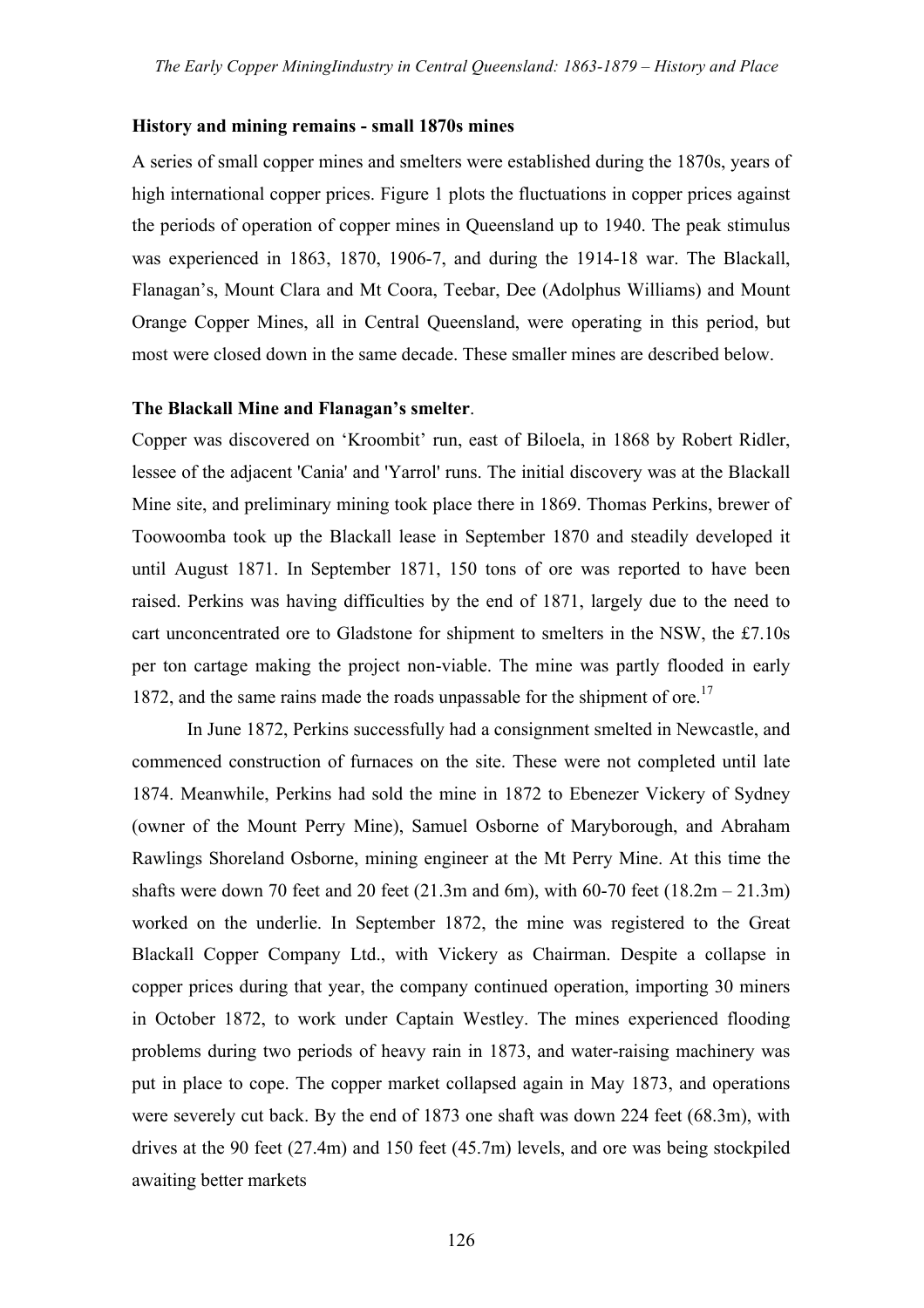**History and mining remains - small 1870s mines**

A series of small copper mines and smelters were established during the 1870s, years of high international copper prices. Figure 1 plots the fluctuations in copper prices against the periods of operation of copper mines in Queensland up to 1940. The peak stimulus was experienced in 1863, 1870, 1906-7, and during the 1914-18 war. The Blackall, Flanagan's, Mount Clara and Mt Coora, Teebar, Dee (Adolphus Williams) and Mount Orange Copper Mines, all in Central Queensland, were operating in this period, but most were closed down in the same decade. These smaller mines are described below.

**The Blackall Mine and Flanagan's smelter**.

Copper was discovered on 'Kroombit' run, east of Biloela, in 1868 by Robert Ridler, lessee of the adjacent 'Cania' and 'Yarrol' runs. The initial discovery was at the Blackall Mine site, and preliminary mining took place there in 1869. Thomas Perkins, brewer of Toowoomba took up the Blackall lease in September 1870 and steadily developed it until August 1871. In September 1871, 150 tons of ore was reported to have been raised. Perkins was having difficulties by the end of 1871, largely due to the need to cart unconcentrated ore to Gladstone for shipment to smelters in the NSW, the £7.10s per ton cartage making the project non-viable. The mine was partly flooded in early 1872, and the same rains made the roads unpassable for the shipment of ore.[17]

In June 1872, Perkins successfully had a consignment smelted in Newcastle, and commenced construction of furnaces on the site. These were not completed until late 1874. Meanwhile, Perkins had sold the mine in 1872 to Ebenezer Vickery of Sydney (owner of the Mount Perry Mine), Samuel Osborne of Maryborough, and Abraham Rawlings Shoreland Osborne, mining engineer at the Mt Perry Mine. At this time the shafts were down 70 feet and 20 feet (21.3m and 6m), with 60-70 feet (18.2m – 21.3m) worked on the underlie. In September 1872, the mine was registered to the Great Blackall Copper Company Ltd., with Vickery as Chairman. Despite a collapse in copper prices during that year, the company continued operation, importing 30 miners in October 1872, to work under Captain Westley. The mines experienced flooding problems during two periods of heavy rain in 1873, and water-raising machinery was put in place to cope. The copper market collapsed again in May 1873, and operations were severely cut back. By the end of 1873 one shaft was down 224 feet (68.3m), with drives at the 90 feet (27.4m) and 150 feet (45.7m) levels, and ore was being stockpiled awaiting better markets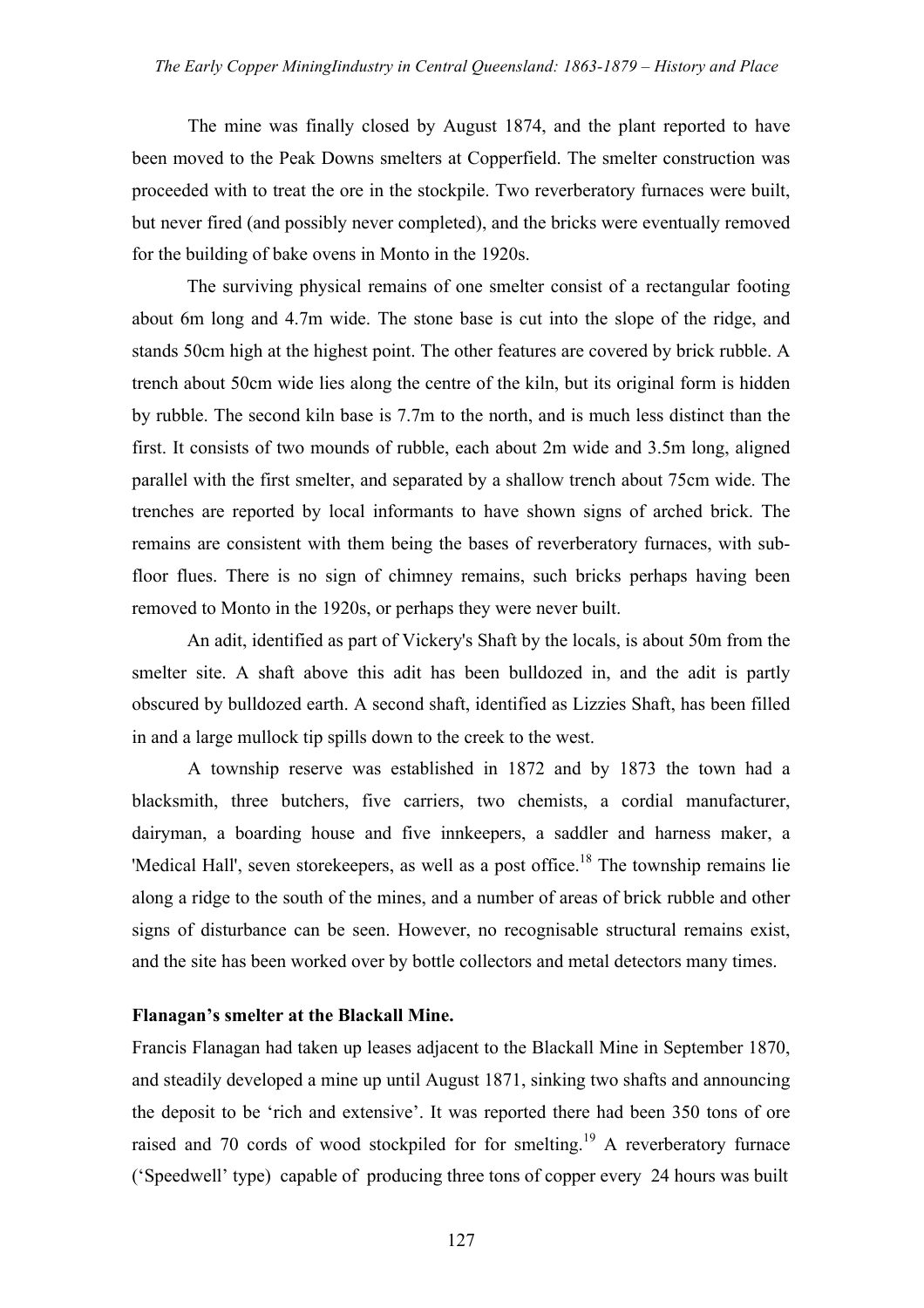The mine was finally closed by August 1874, and the plant reported to have been moved to the Peak Downs smelters at Copperfield. The smelter construction was proceeded with to treat the ore in the stockpile. Two reverberatory furnaces were built, but never fired (and possibly never completed), and the bricks were eventually removed for the building of bake ovens in Monto in the 1920s.

The surviving physical remains of one smelter consist of a rectangular footing about 6m long and 4.7m wide. The stone base is cut into the slope of the ridge, and stands 50cm high at the highest point. The other features are covered by brick rubble. A trench about 50cm wide lies along the centre of the kiln, but its original form is hidden by rubble. The second kiln base is 7.7m to the north, and is much less distinct than the first. It consists of two mounds of rubble, each about 2m wide and 3.5m long, aligned parallel with the first smelter, and separated by a shallow trench about 75cm wide. The trenches are reported by local informants to have shown signs of arched brick. The remains are consistent with them being the bases of reverberatory furnaces, with sub-floor flues. There is no sign of chimney remains, such bricks perhaps having been removed to Monto in the 1920s, or perhaps they were never built.

An adit, identified as part of Vickery's Shaft by the locals, is about 50m from the smelter site. A shaft above this adit has been bulldozed in, and the adit is partly obscured by bulldozed earth. A second shaft, identified as Lizzies Shaft, has been filled in and a large mullock tip spills down to the creek to the west.

A township reserve was established in 1872 and by 1873 the town had a blacksmith, three butchers, five carriers, two chemists, a cordial manufacturer, dairyman, a boarding house and five innkeepers, a saddler and harness maker, a 'Medical Hall', seven storekeepers, as well as a post office.[18] The township remains lie along a ridge to the south of the mines, and a number of areas of brick rubble and other signs of disturbance can be seen. However, no recognisable structural remains exist, and the site has been worked over by bottle collectors and metal detectors many times.

**Flanagan's smelter at the Blackall Mine.**

Francis Flanagan had taken up leases adjacent to the Blackall Mine in September 1870, and steadily developed a mine up until August 1871, sinking two shafts and announcing the deposit to be 'rich and extensive'. It was reported there had been 350 tons of ore raised and 70 cords of wood stockpiled for for smelting.[19] A reverberatory furnace ('Speedwell' type) capable of producing three tons of copper every 24 hours was built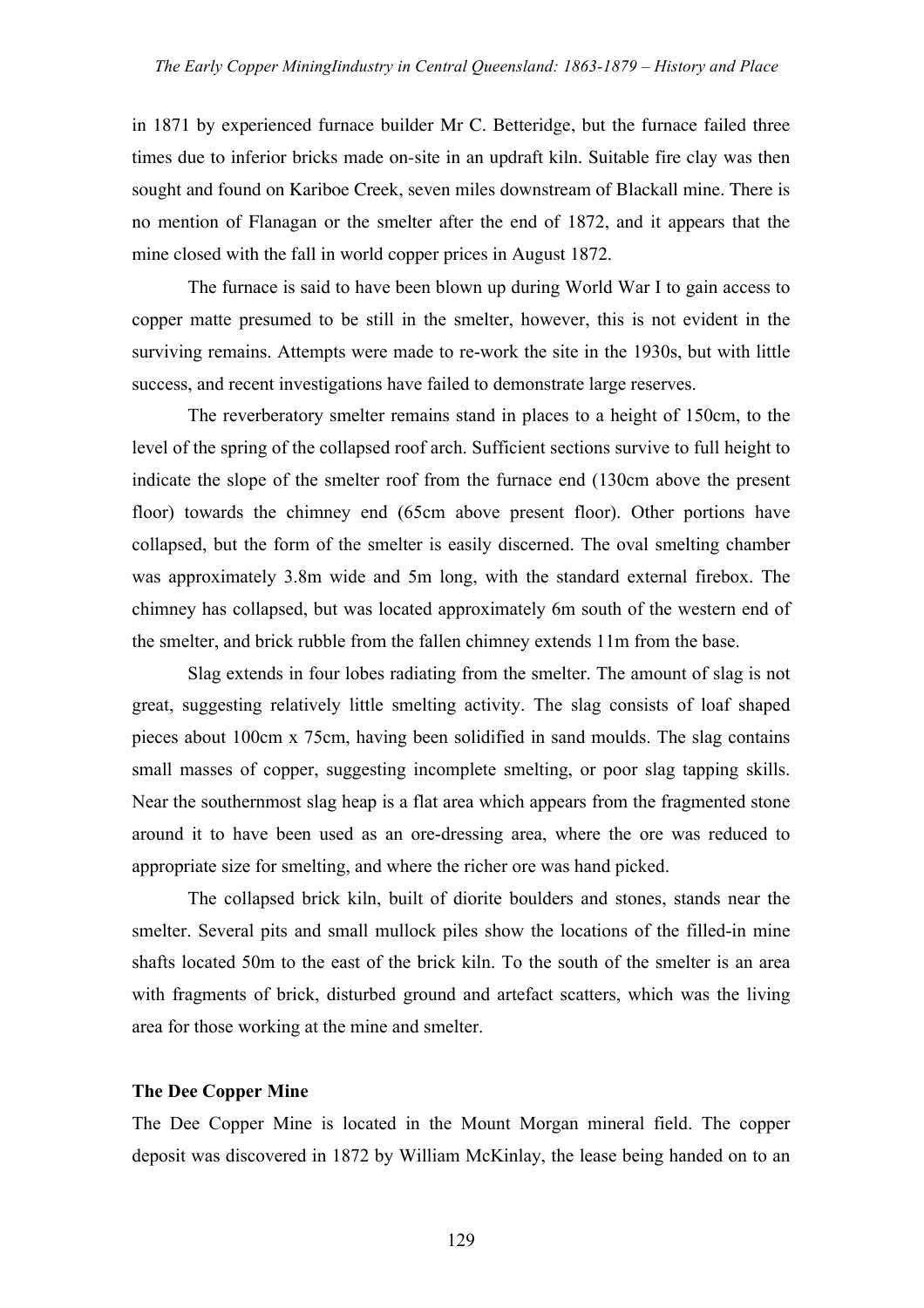in 1871 by experienced furnace builder Mr C. Betteridge, but the furnace failed three times due to inferior bricks made on-site in an updraft kiln. Suitable fire clay was then sought and found on Kariboe Creek, seven miles downstream of Blackall mine. There is no mention of Flanagan or the smelter after the end of 1872, and it appears that the mine closed with the fall in world copper prices in August 1872.

The furnace is said to have been blown up during World War I to gain access to copper matte presumed to be still in the smelter, however, this is not evident in the surviving remains. Attempts were made to re-work the site in the 1930s, but with little success, and recent investigations have failed to demonstrate large reserves.

The reverberatory smelter remains stand in places to a height of 150cm, to the level of the spring of the collapsed roof arch. Sufficient sections survive to full height to indicate the slope of the smelter roof from the furnace end (130cm above the present floor) towards the chimney end (65cm above present floor). Other portions have collapsed, but the form of the smelter is easily discerned. The oval smelting chamber was approximately 3.8m wide and 5m long, with the standard external firebox. The chimney has collapsed, but was located approximately 6m south of the western end of the smelter, and brick rubble from the fallen chimney extends 11m from the base.

Slag extends in four lobes radiating from the smelter. The amount of slag is not great, suggesting relatively little smelting activity. The slag consists of loaf shaped pieces about 100cm x 75cm, having been solidified in sand moulds. The slag contains small masses of copper, suggesting incomplete smelting, or poor slag tapping skills. Near the southernmost slag heap is a flat area which appears from the fragmented stone around it to have been used as an ore-dressing area, where the ore was reduced to appropriate size for smelting, and where the richer ore was hand picked.

The collapsed brick kiln, built of diorite boulders and stones, stands near the smelter. Several pits and small mullock piles show the locations of the filled-in mine shafts located 50m to the east of the brick kiln. To the south of the smelter is an area with fragments of brick, disturbed ground and artefact scatters, which was the living area for those working at the mine and smelter.

**The Dee Copper Mine**

The Dee Copper Mine is located in the Mount Morgan mineral field. The copper deposit was discovered in 1872 by William McKinlay, the lease being handed on to an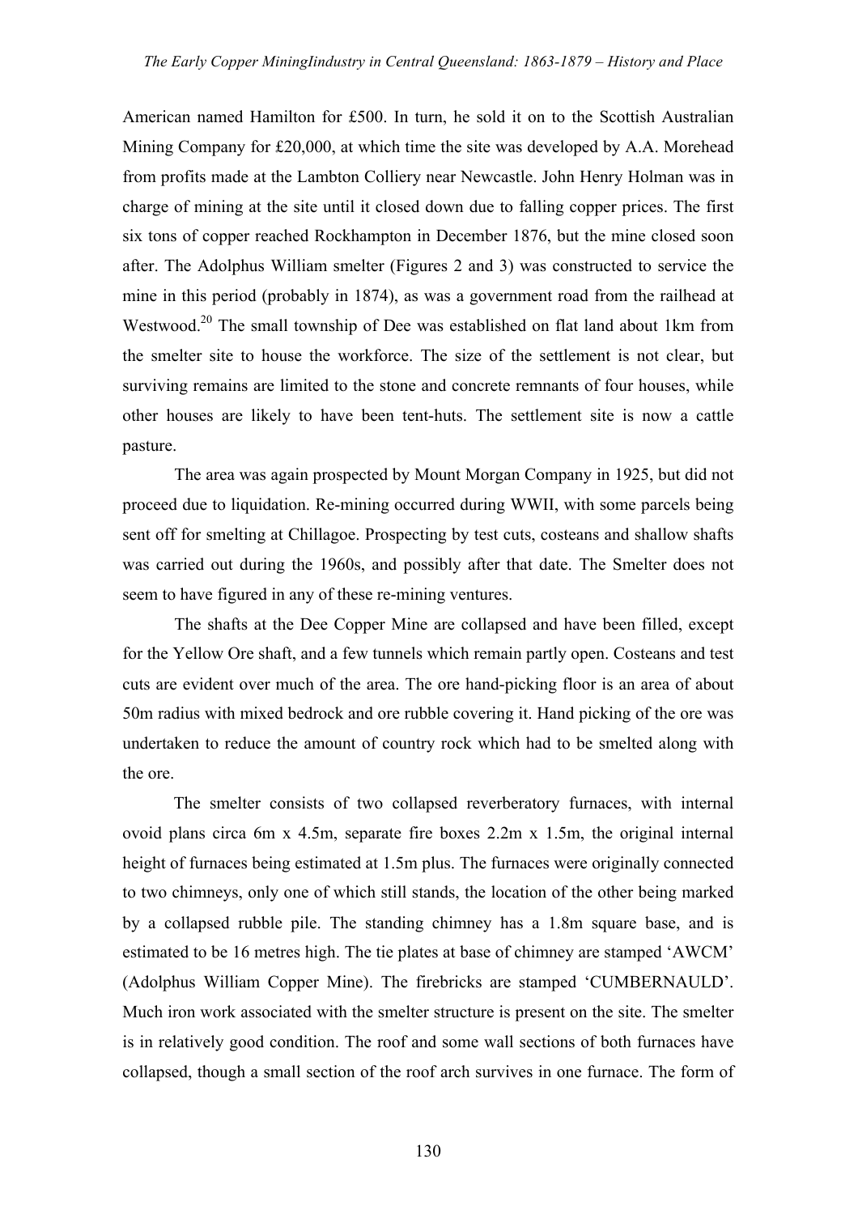American named Hamilton for £500. In turn, he sold it on to the Scottish Australian Mining Company for £20,000, at which time the site was developed by A.A. Morehead from profits made at the Lambton Colliery near Newcastle. John Henry Holman was in charge of mining at the site until it closed down due to falling copper prices. The first six tons of copper reached Rockhampton in December 1876, but the mine closed soon after. The Adolphus William smelter (Figures 2 and 3) was constructed to service the mine in this period (probably in 1874), as was a government road from the railhead at Westwood.[20] The small township of Dee was established on flat land about 1km from the smelter site to house the workforce. The size of the settlement is not clear, but surviving remains are limited to the stone and concrete remnants of four houses, while other houses are likely to have been tent-huts. The settlement site is now a cattle pasture.

The area was again prospected by Mount Morgan Company in 1925, but did not proceed due to liquidation. Re-mining occurred during WWII, with some parcels being sent off for smelting at Chillagoe. Prospecting by test cuts, costeans and shallow shafts was carried out during the 1960s, and possibly after that date. The Smelter does not seem to have figured in any of these re-mining ventures.

The shafts at the Dee Copper Mine are collapsed and have been filled, except for the Yellow Ore shaft, and a few tunnels which remain partly open. Costeans and test cuts are evident over much of the area. The ore hand-picking floor is an area of about 50m radius with mixed bedrock and ore rubble covering it. Hand picking of the ore was undertaken to reduce the amount of country rock which had to be smelted along with the ore.

The smelter consists of two collapsed reverberatory furnaces, with internal ovoid plans circa 6m x 4.5m, separate fire boxes 2.2m x 1.5m, the original internal height of furnaces being estimated at 1.5m plus. The furnaces were originally connected to two chimneys, only one of which still stands, the location of the other being marked by a collapsed rubble pile. The standing chimney has a 1.8m square base, and is estimated to be 16 metres high. The tie plates at base of chimney are stamped 'AWCM' (Adolphus William Copper Mine). The firebricks are stamped 'CUMBERNAULD'. Much iron work associated with the smelter structure is present on the site. The smelter is in relatively good condition. The roof and some wall sections of both furnaces have collapsed, though a small section of the roof arch survives in one furnace. The form of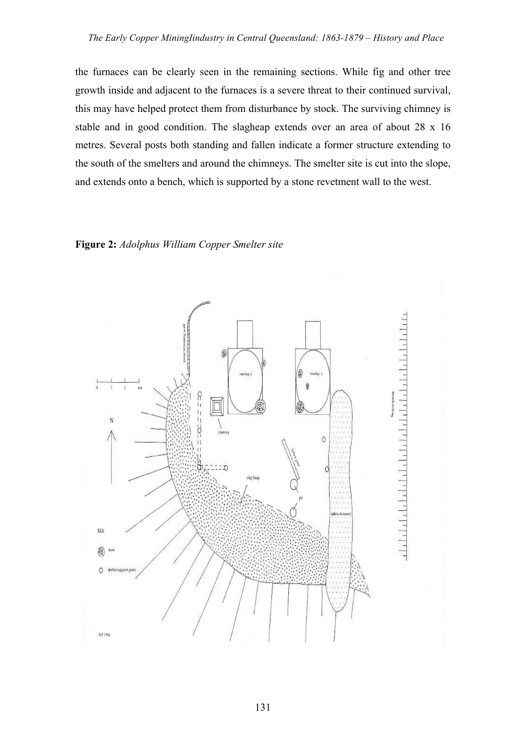the furnaces can be clearly seen in the remaining sections. While fig and other tree growth inside and adjacent to the furnaces is a severe threat to their continued survival, this may have helped protect them from disturbance by stock. The surviving chimney is stable and in good condition. The slagheap extends over an area of about 28 x 16 metres. Several posts both standing and fallen indicate a former structure extending to the south of the smelters and around the chimneys. The smelter site is cut into the slope, and extends onto a bench, which is supported by a stone revetment wall to the west.

**Figure 2:** *Adolphus William Copper Smelter site*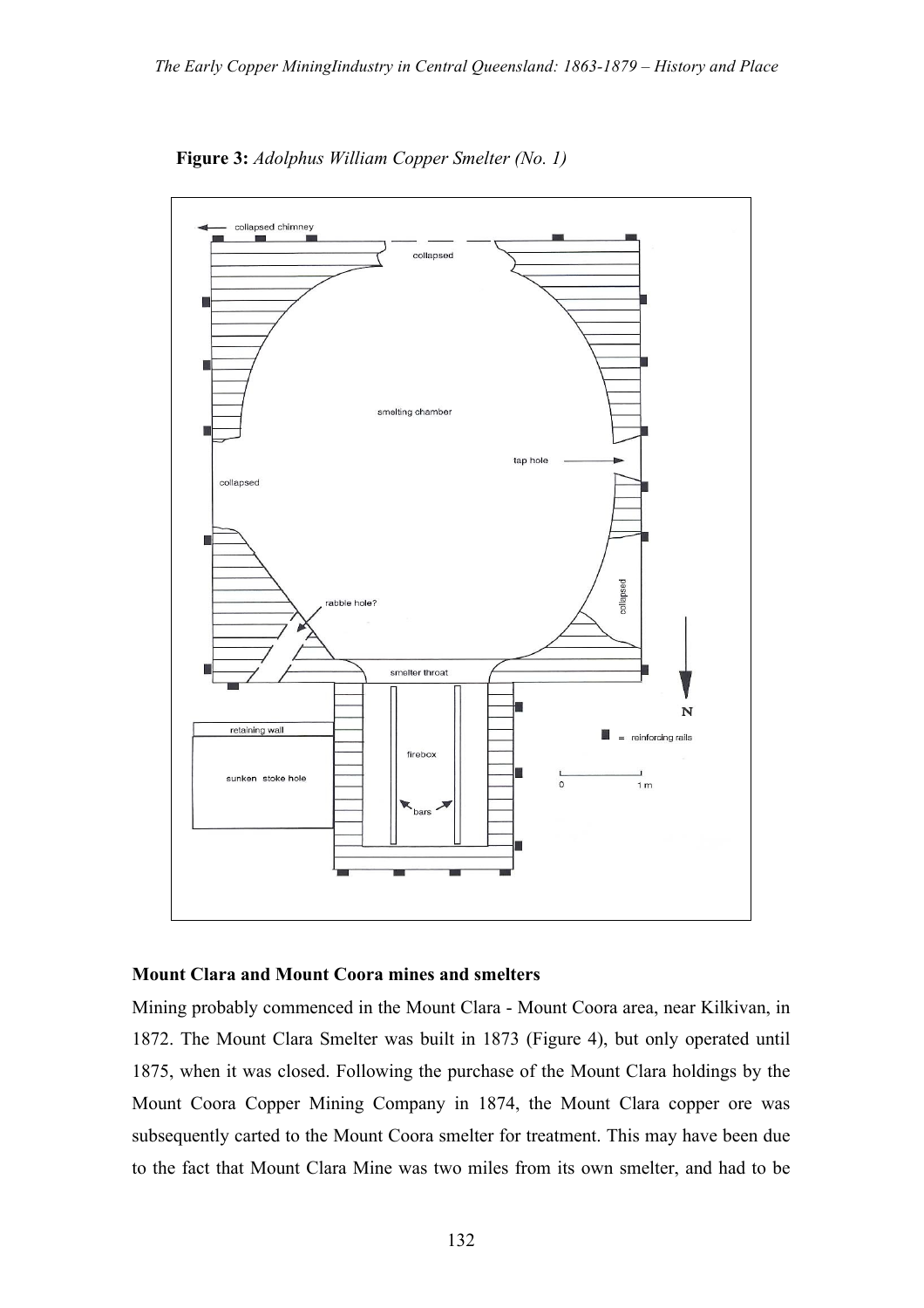**Figure 3:** *Adolphus William Copper Smelter (No. 1)*

### Mount Clara and Mount Coora mines and smelters

Mining probably commenced in the Mount Clara - Mount Coora area, near Kilkivan, in 1872. The Mount Clara Smelter was built in 1873 (Figure 4), but only operated until 1875, when it was closed. Following the purchase of the Mount Clara holdings by the Mount Coora Copper Mining Company in 1874, the Mount Clara copper ore was subsequently carted to the Mount Coora smelter for treatment. This may have been due to the fact that Mount Clara Mine was two miles from its own smelter, and had to be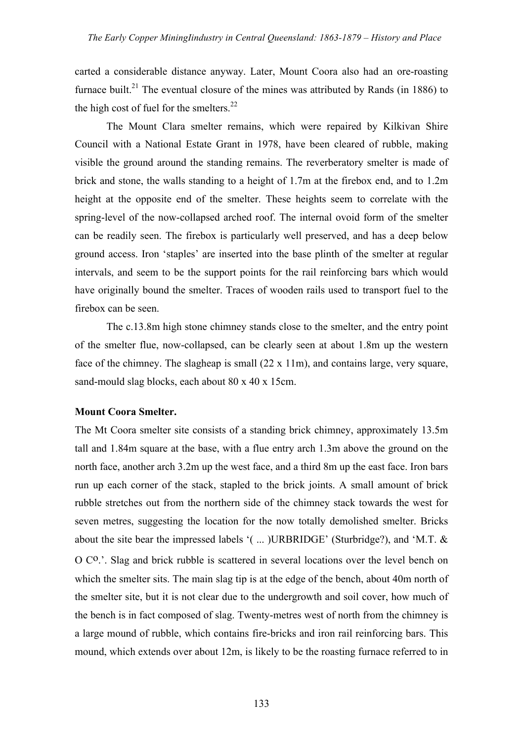carted a considerable distance anyway. Later, Mount Coora also had an ore-roasting furnace built.[21] The eventual closure of the mines was attributed by Rands (in 1886) to the high cost of fuel for the smelters.[22]

The Mount Clara smelter remains, which were repaired by Kilkivan Shire Council with a National Estate Grant in 1978, have been cleared of rubble, making visible the ground around the standing remains. The reverberatory smelter is made of brick and stone, the walls standing to a height of 1.7m at the firebox end, and to 1.2m height at the opposite end of the smelter. These heights seem to correlate with the spring-level of the now-collapsed arched roof. The internal ovoid form of the smelter can be readily seen. The firebox is particularly well preserved, and has a deep below ground access. Iron 'staples' are inserted into the base plinth of the smelter at regular intervals, and seem to be the support points for the rail reinforcing bars which would have originally bound the smelter. Traces of wooden rails used to transport fuel to the firebox can be seen.

The c.13.8m high stone chimney stands close to the smelter, and the entry point of the smelter flue, now-collapsed, can be clearly seen at about 1.8m up the western face of the chimney. The slagheap is small (22 x 11m), and contains large, very square, sand-mould slag blocks, each about 80 x 40 x 15cm.

**Mount Coora Smelter.**

The Mt Coora smelter site consists of a standing brick chimney, approximately 13.5m tall and 1.84m square at the base, with a flue entry arch 1.3m above the ground on the north face, another arch 3.2m up the west face, and a third 8m up the east face. Iron bars run up each corner of the stack, stapled to the brick joints. A small amount of brick rubble stretches out from the northern side of the chimney stack towards the west for seven metres, suggesting the location for the now totally demolished smelter. Bricks about the site bear the impressed labels '( ... )URBRIDGE' (Sturbridge?), and 'M.T. & O Co.'. Slag and brick rubble is scattered in several locations over the level bench on which the smelter sits. The main slag tip is at the edge of the bench, about 40m north of the smelter site, but it is not clear due to the undergrowth and soil cover, how much of the bench is in fact composed of slag. Twenty-metres west of north from the chimney is a large mound of rubble, which contains fire-bricks and iron rail reinforcing bars. This mound, which extends over about 12m, is likely to be the roasting furnace referred to in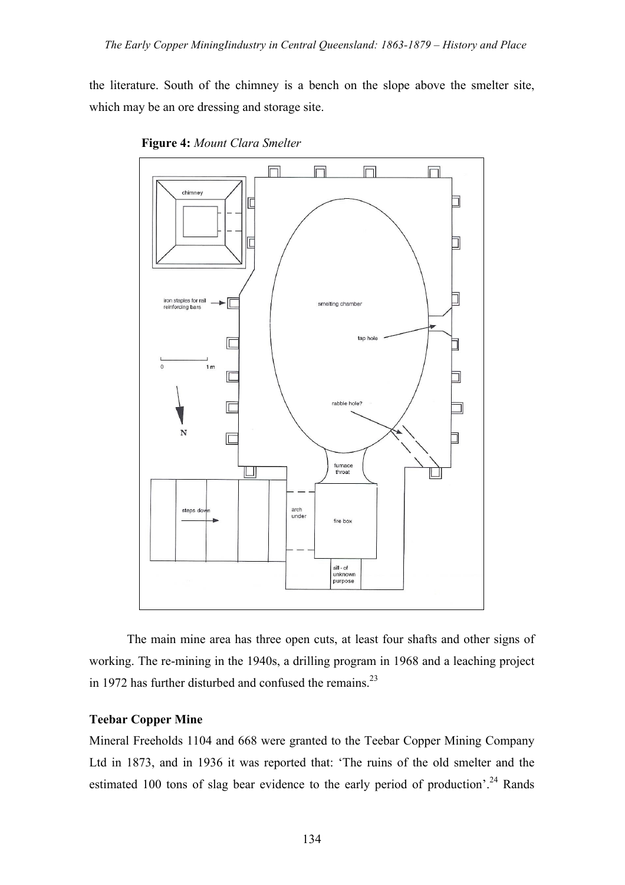the literature. South of the chimney is a bench on the slope above the smelter site, which may be an ore dressing and storage site.

**Figure 4:** *Mount Clara Smelter*

The main mine area has three open cuts, at least four shafts and other signs of working. The re-mining in the 1940s, a drilling program in 1968 and a leaching project in 1972 has further disturbed and confused the remains.[23]

**Teebar Copper Mine**

Mineral Freeholds 1104 and 668 were granted to the Teebar Copper Mining Company Ltd in 1873, and in 1936 it was reported that: 'The ruins of the old smelter and the estimated 100 tons of slag bear evidence to the early period of production'.[24] Rands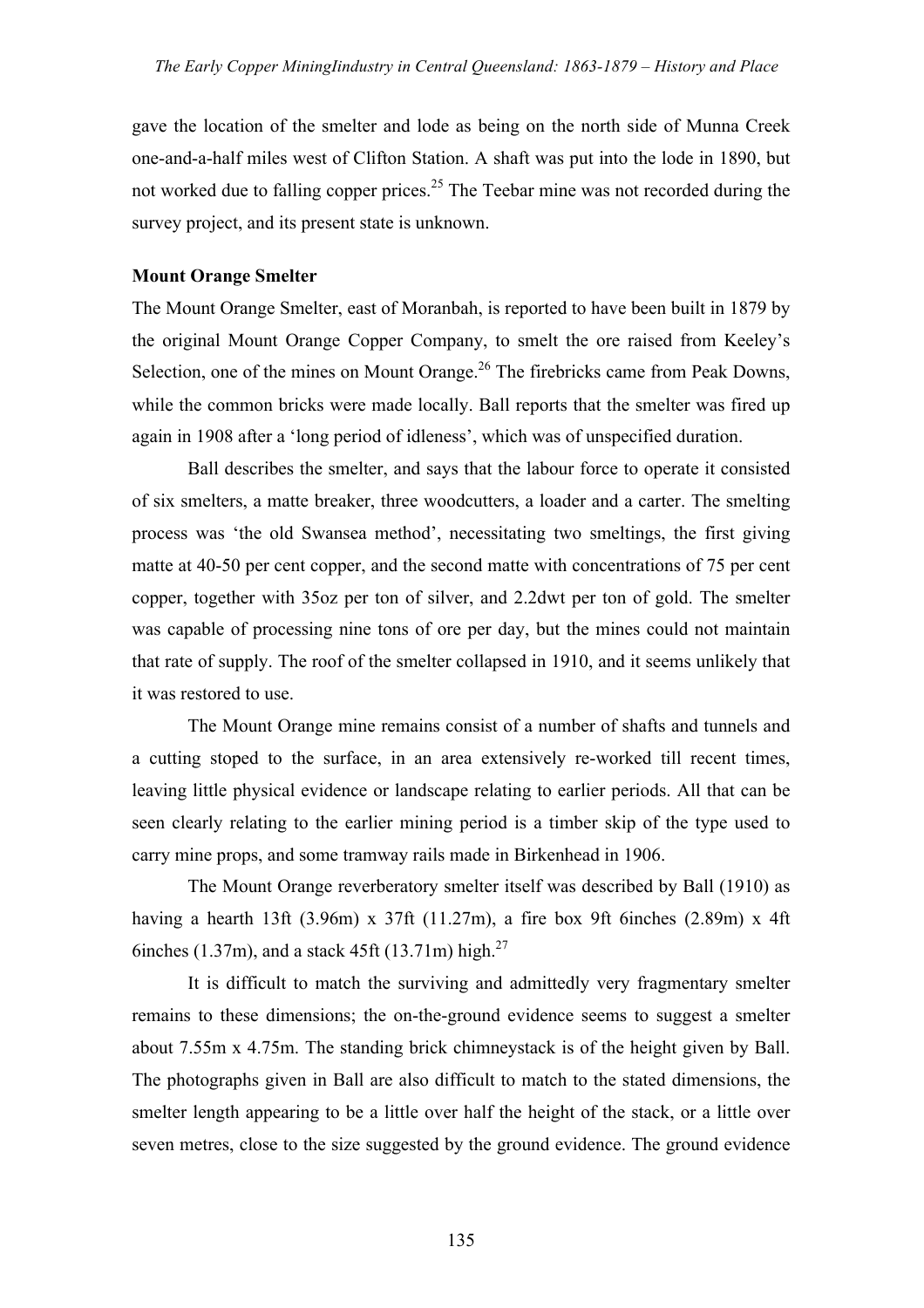gave the location of the smelter and lode as being on the north side of Munna Creek one-and-a-half miles west of Clifton Station. A shaft was put into the lode in 1890, but not worked due to falling copper prices.[25] The Teebar mine was not recorded during the survey project, and its present state is unknown.

**Mount Orange Smelter**

The Mount Orange Smelter, east of Moranbah, is reported to have been built in 1879 by the original Mount Orange Copper Company, to smelt the ore raised from Keeley's Selection, one of the mines on Mount Orange.[26] The firebricks came from Peak Downs, while the common bricks were made locally. Ball reports that the smelter was fired up again in 1908 after a 'long period of idleness', which was of unspecified duration.

Ball describes the smelter, and says that the labour force to operate it consisted of six smelters, a matte breaker, three woodcutters, a loader and a carter. The smelting process was 'the old Swansea method', necessitating two smeltings, the first giving matte at 40-50 per cent copper, and the second matte with concentrations of 75 per cent copper, together with 35oz per ton of silver, and 2.2dwt per ton of gold. The smelter was capable of processing nine tons of ore per day, but the mines could not maintain that rate of supply. The roof of the smelter collapsed in 1910, and it seems unlikely that it was restored to use.

The Mount Orange mine remains consist of a number of shafts and tunnels and a cutting stoped to the surface, in an area extensively re-worked till recent times, leaving little physical evidence or landscape relating to earlier periods. All that can be seen clearly relating to the earlier mining period is a timber skip of the type used to carry mine props, and some tramway rails made in Birkenhead in 1906.

The Mount Orange reverberatory smelter itself was described by Ball (1910) as having a hearth 13ft (3.96m) x 37ft (11.27m), a fire box 9ft 6inches (2.89m) x 4ft 6inches (1.37m), and a stack 45ft (13.71m) high.[27]

It is difficult to match the surviving and admittedly very fragmentary smelter remains to these dimensions; the on-the-ground evidence seems to suggest a smelter about 7.55m x 4.75m. The standing brick chimneystack is of the height given by Ball. The photographs given in Ball are also difficult to match to the stated dimensions, the smelter length appearing to be a little over half the height of the stack, or a little over seven metres, close to the size suggested by the ground evidence. The ground evidence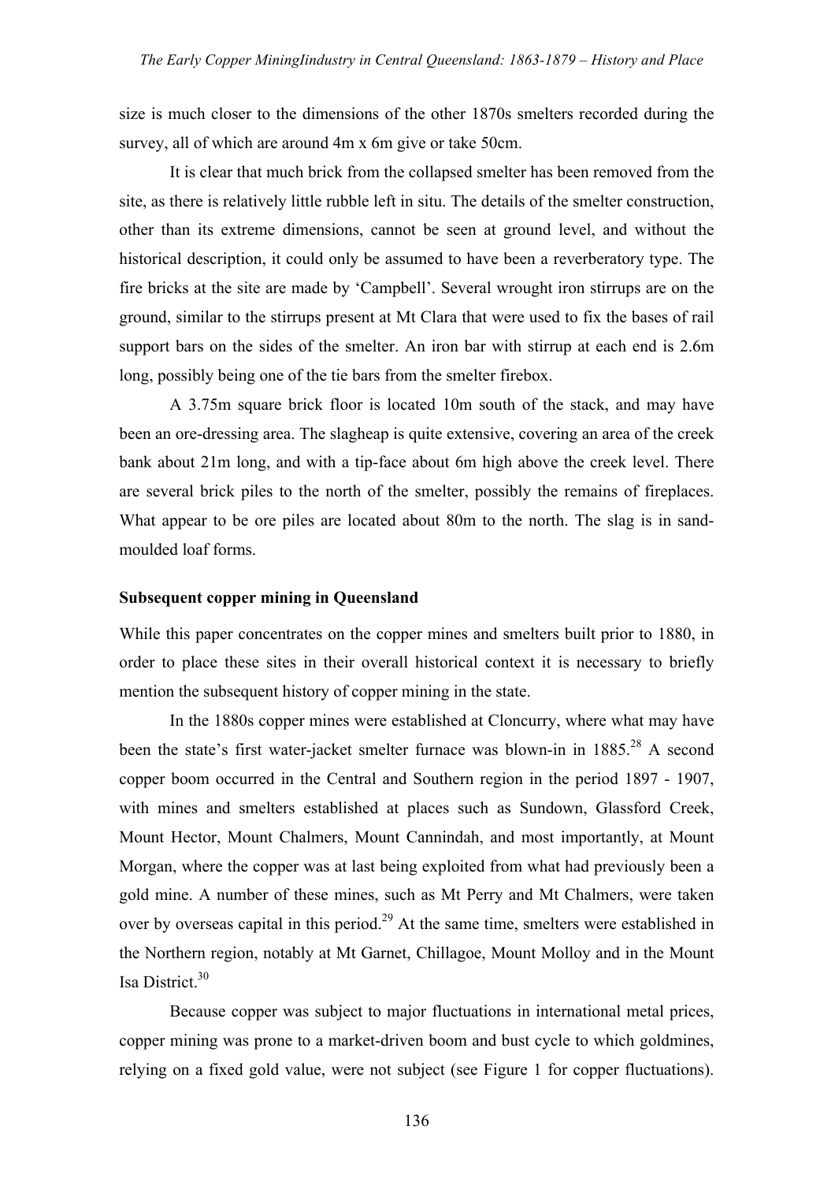size is much closer to the dimensions of the other 1870s smelters recorded during the survey, all of which are around 4m x 6m give or take 50cm.

It is clear that much brick from the collapsed smelter has been removed from the site, as there is relatively little rubble left in situ. The details of the smelter construction, other than its extreme dimensions, cannot be seen at ground level, and without the historical description, it could only be assumed to have been a reverberatory type. The fire bricks at the site are made by 'Campbell'. Several wrought iron stirrups are on the ground, similar to the stirrups present at Mt Clara that were used to fix the bases of rail support bars on the sides of the smelter. An iron bar with stirrup at each end is 2.6m long, possibly being one of the tie bars from the smelter firebox.

A 3.75m square brick floor is located 10m south of the stack, and may have been an ore-dressing area. The slagheap is quite extensive, covering an area of the creek bank about 21m long, and with a tip-face about 6m high above the creek level. There are several brick piles to the north of the smelter, possibly the remains of fireplaces. What appear to be ore piles are located about 80m to the north. The slag is in sand-moulded loaf forms.

**Subsequent copper mining in Queensland**

While this paper concentrates on the copper mines and smelters built prior to 1880, in order to place these sites in their overall historical context it is necessary to briefly mention the subsequent history of copper mining in the state.

In the 1880s copper mines were established at Cloncurry, where what may have been the state's first water-jacket smelter furnace was blown-in in 1885.[28] A second copper boom occurred in the Central and Southern region in the period 1897 - 1907, with mines and smelters established at places such as Sundown, Glassford Creek, Mount Hector, Mount Chalmers, Mount Cannindah, and most importantly, at Mount Morgan, where the copper was at last being exploited from what had previously been a gold mine. A number of these mines, such as Mt Perry and Mt Chalmers, were taken over by overseas capital in this period.[29] At the same time, smelters were established in the Northern region, notably at Mt Garnet, Chillagoe, Mount Molloy and in the Mount Isa District.[30]

Because copper was subject to major fluctuations in international metal prices, copper mining was prone to a market-driven boom and bust cycle to which goldmines, relying on a fixed gold value, were not subject (see Figure 1 for copper fluctuations).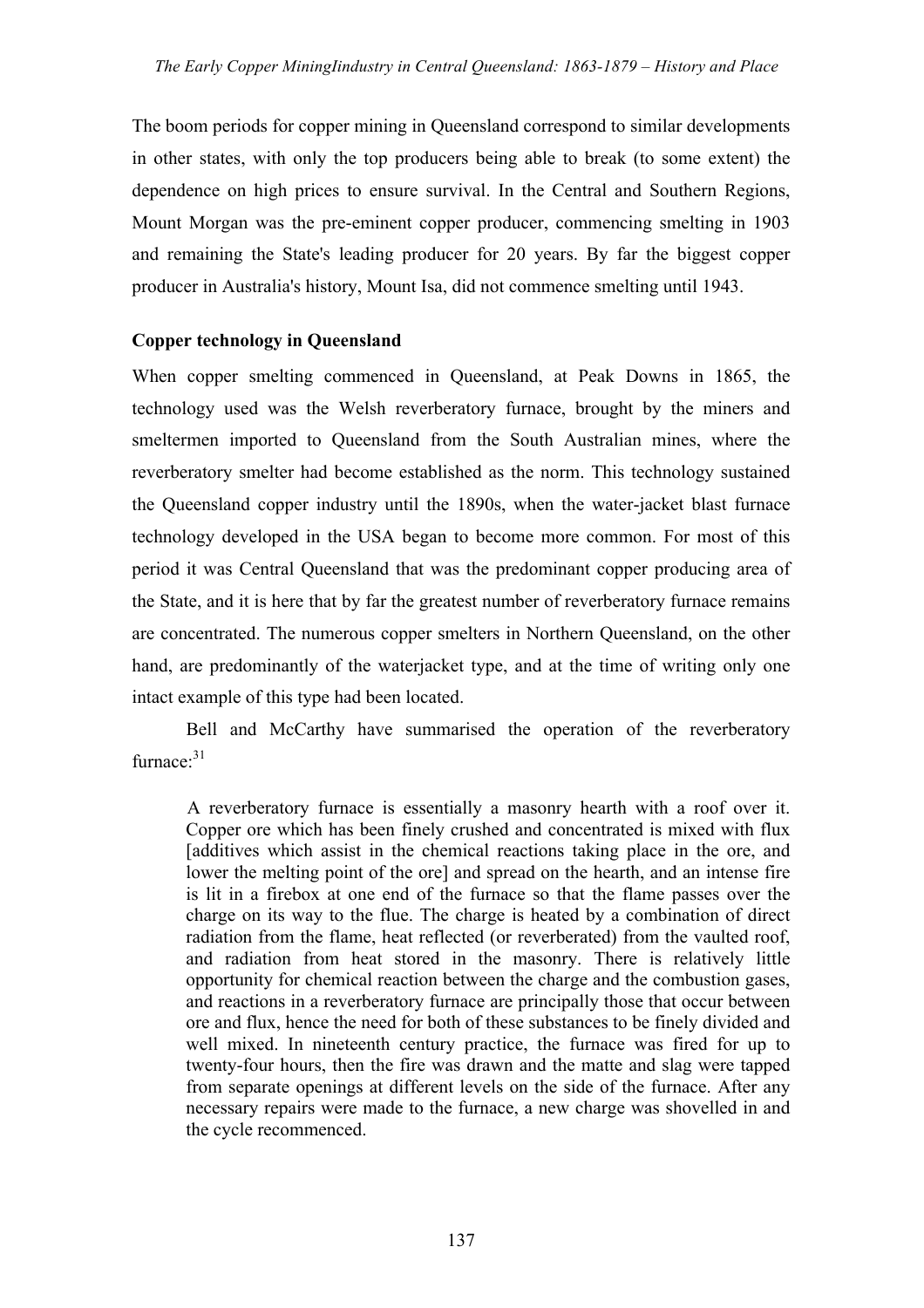The boom periods for copper mining in Queensland correspond to similar developments in other states, with only the top producers being able to break (to some extent) the dependence on high prices to ensure survival. In the Central and Southern Regions, Mount Morgan was the pre-eminent copper producer, commencing smelting in 1903 and remaining the State's leading producer for 20 years. By far the biggest copper producer in Australia's history, Mount Isa, did not commence smelting until 1943.

## Copper technology in Queensland

When copper smelting commenced in Queensland, at Peak Downs in 1865, the technology used was the Welsh reverberatory furnace, brought by the miners and smeltermen imported to Queensland from the South Australian mines, where the reverberatory smelter had become established as the norm. This technology sustained the Queensland copper industry until the 1890s, when the water-jacket blast furnace technology developed in the USA began to become more common. For most of this period it was Central Queensland that was the predominant copper producing area of the State, and it is here that by far the greatest number of reverberatory furnace remains are concentrated. The numerous copper smelters in Northern Queensland, on the other hand, are predominantly of the waterjacket type, and at the time of writing only one intact example of this type had been located.

Bell and McCarthy have summarised the operation of the reverberatory furnace:[31]

> A reverberatory furnace is essentially a masonry hearth with a roof over it. Copper ore which has been finely crushed and concentrated is mixed with flux [additives which assist in the chemical reactions taking place in the ore, and lower the melting point of the ore] and spread on the hearth, and an intense fire is lit in a firebox at one end of the furnace so that the flame passes over the charge on its way to the flue. The charge is heated by a combination of direct radiation from the flame, heat reflected (or reverberated) from the vaulted roof, and radiation from heat stored in the masonry. There is relatively little opportunity for chemical reaction between the charge and the combustion gases, and reactions in a reverberatory furnace are principally those that occur between ore and flux, hence the need for both of these substances to be finely divided and well mixed. In nineteenth century practice, the furnace was fired for up to twenty-four hours, then the fire was drawn and the matte and slag were tapped from separate openings at different levels on the side of the furnace. After any necessary repairs were made to the furnace, a new charge was shovelled in and the cycle recommenced.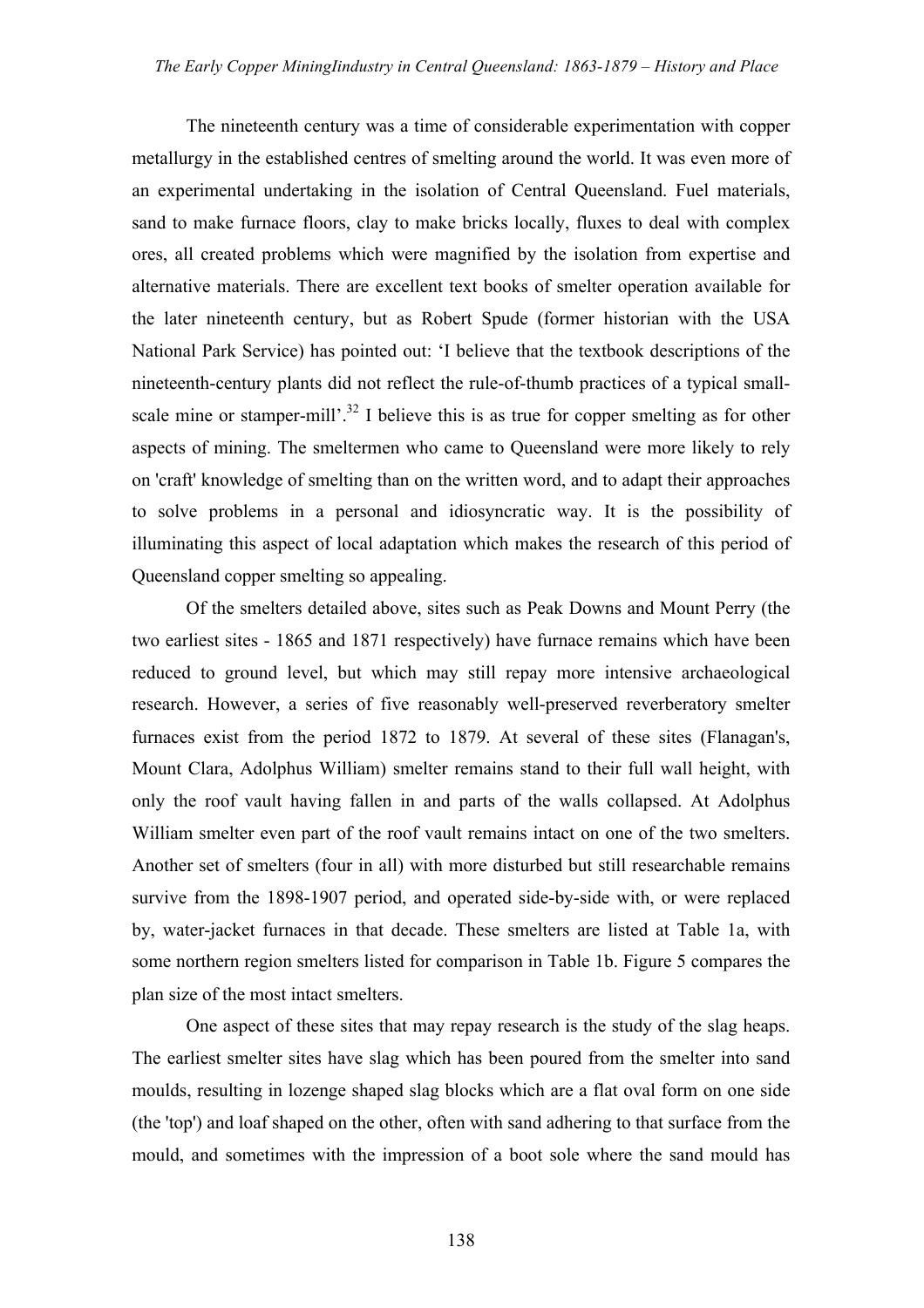The nineteenth century was a time of considerable experimentation with copper metallurgy in the established centres of smelting around the world. It was even more of an experimental undertaking in the isolation of Central Queensland. Fuel materials, sand to make furnace floors, clay to make bricks locally, fluxes to deal with complex ores, all created problems which were magnified by the isolation from expertise and alternative materials. There are excellent text books of smelter operation available for the later nineteenth century, but as Robert Spude (former historian with the USA National Park Service) has pointed out: 'I believe that the textbook descriptions of the nineteenth-century plants did not reflect the rule-of-thumb practices of a typical small-scale mine or stamper-mill'.[32] I believe this is as true for copper smelting as for other aspects of mining. The smeltermen who came to Queensland were more likely to rely on 'craft' knowledge of smelting than on the written word, and to adapt their approaches to solve problems in a personal and idiosyncratic way. It is the possibility of illuminating this aspect of local adaptation which makes the research of this period of Queensland copper smelting so appealing.

Of the smelters detailed above, sites such as Peak Downs and Mount Perry (the two earliest sites - 1865 and 1871 respectively) have furnace remains which have been reduced to ground level, but which may still repay more intensive archaeological research. However, a series of five reasonably well-preserved reverberatory smelter furnaces exist from the period 1872 to 1879. At several of these sites (Flanagan's, Mount Clara, Adolphus William) smelter remains stand to their full wall height, with only the roof vault having fallen in and parts of the walls collapsed. At Adolphus William smelter even part of the roof vault remains intact on one of the two smelters. Another set of smelters (four in all) with more disturbed but still researchable remains survive from the 1898-1907 period, and operated side-by-side with, or were replaced by, water-jacket furnaces in that decade. These smelters are listed at Table 1a, with some northern region smelters listed for comparison in Table 1b. Figure 5 compares the plan size of the most intact smelters.

One aspect of these sites that may repay research is the study of the slag heaps. The earliest smelter sites have slag which has been poured from the smelter into sand moulds, resulting in lozenge shaped slag blocks which are a flat oval form on one side (the 'top') and loaf shaped on the other, often with sand adhering to that surface from the mould, and sometimes with the impression of a boot sole where the sand mould has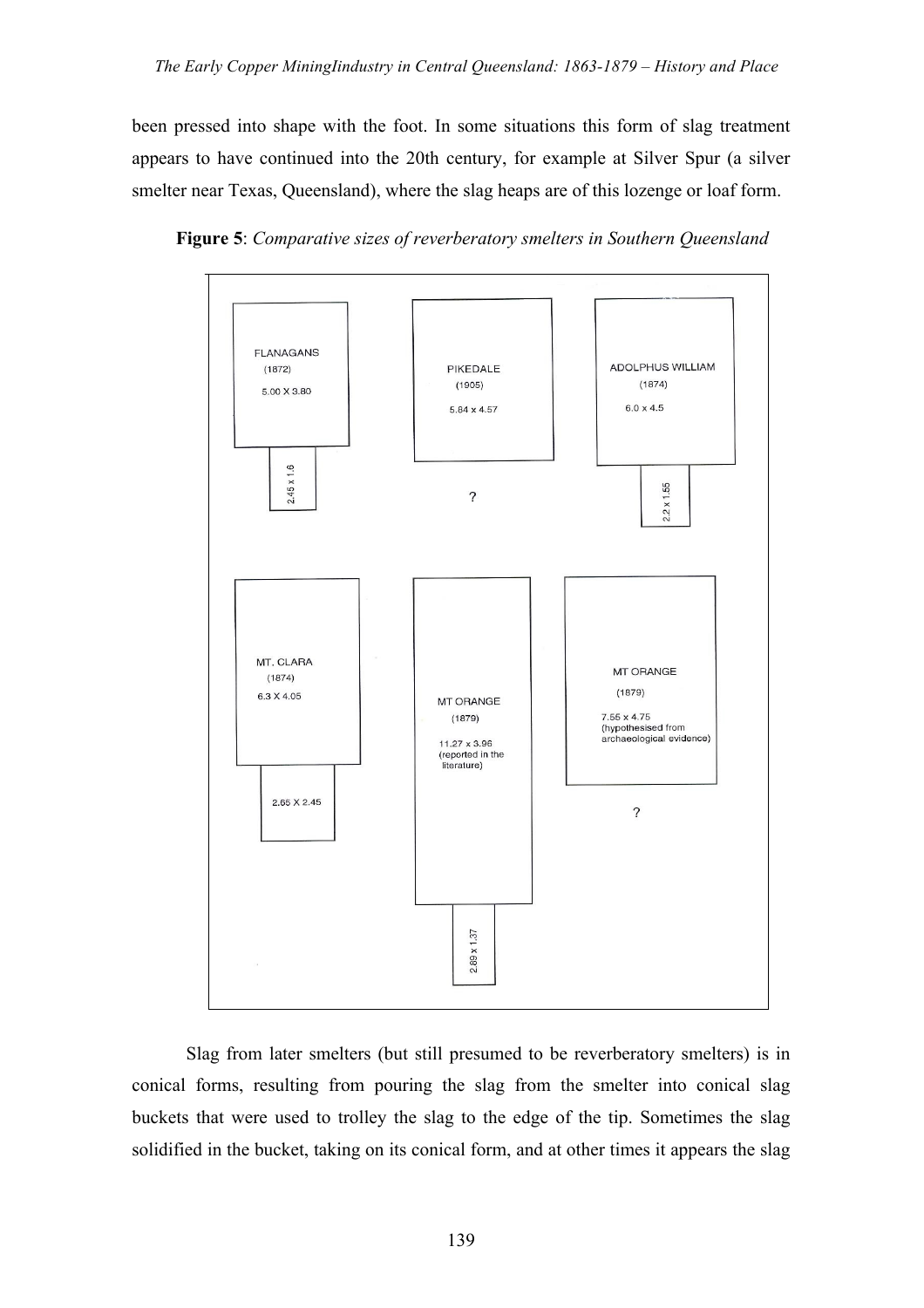been pressed into shape with the foot. In some situations this form of slag treatment appears to have continued into the 20th century, for example at Silver Spur (a silver smelter near Texas, Queensland), where the slag heaps are of this lozenge or loaf form.

**Figure 5**: *Comparative sizes of reverberatory smelters in Southern Queensland*

FLANAGANS (1872) 5.00 X 3.80 — 2.45 x 1.6

PIKEDALE (1905) 5.84 x 4.57 — ?

ADOLPHUS WILLIAM (1874) 6.0 x 4.5 — 2.2 x 1.55

MT. CLARA (1874) 6.3 X 4.05 — 2.65 X 2.45

MT ORANGE (1879) 11.27 x 3.96 (reported in the literature) — 2.89 x 1.37

MT ORANGE (1879) 7.55 x 4.75 (hypothesised from archaeological evidence) — ?

Slag from later smelters (but still presumed to be reverberatory smelters) is in conical forms, resulting from pouring the slag from the smelter into conical slag buckets that were used to trolley the slag to the edge of the tip. Sometimes the slag solidified in the bucket, taking on its conical form, and at other times it appears the slag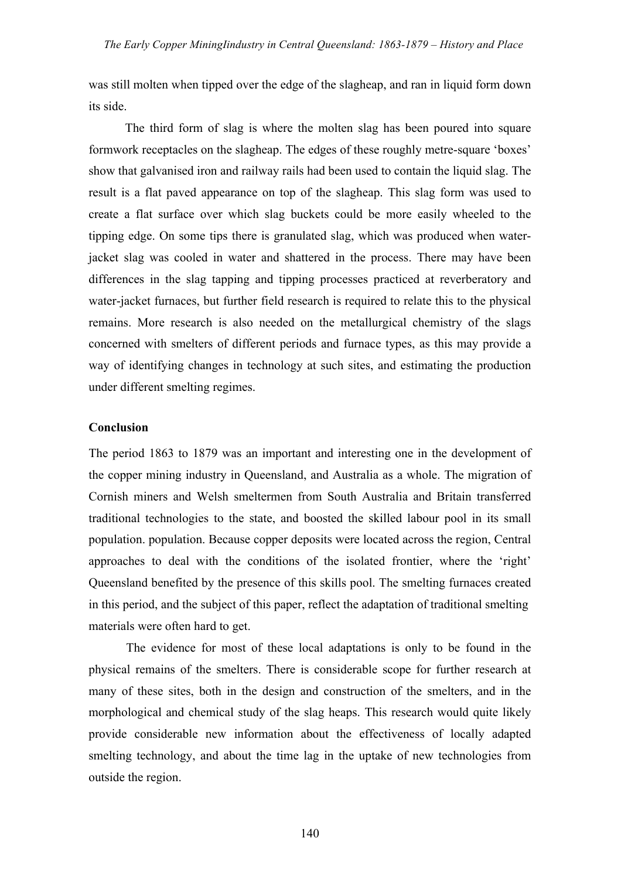was still molten when tipped over the edge of the slagheap, and ran in liquid form down its side.

The third form of slag is where the molten slag has been poured into square formwork receptacles on the slagheap. The edges of these roughly metre-square 'boxes' show that galvanised iron and railway rails had been used to contain the liquid slag. The result is a flat paved appearance on top of the slagheap. This slag form was used to create a flat surface over which slag buckets could be more easily wheeled to the tipping edge. On some tips there is granulated slag, which was produced when water-jacket slag was cooled in water and shattered in the process. There may have been differences in the slag tapping and tipping processes practiced at reverberatory and water-jacket furnaces, but further field research is required to relate this to the physical remains. More research is also needed on the metallurgical chemistry of the slags concerned with smelters of different periods and furnace types, as this may provide a way of identifying changes in technology at such sites, and estimating the production under different smelting regimes.

**Conclusion**

The period 1863 to 1879 was an important and interesting one in the development of the copper mining industry in Queensland, and Australia as a whole. The migration of Cornish miners and Welsh smeltermen from South Australia and Britain transferred traditional technologies to the state, and boosted the skilled labour pool in its small population. population. Because copper deposits were located across the region, Central approaches to deal with the conditions of the isolated frontier, where the 'right' Queensland benefited by the presence of this skills pool. The smelting furnaces created in this period, and the subject of this paper, reflect the adaptation of traditional smelting materials were often hard to get.

The evidence for most of these local adaptations is only to be found in the physical remains of the smelters. There is considerable scope for further research at many of these sites, both in the design and construction of the smelters, and in the morphological and chemical study of the slag heaps. This research would quite likely provide considerable new information about the effectiveness of locally adapted smelting technology, and about the time lag in the uptake of new technologies from outside the region.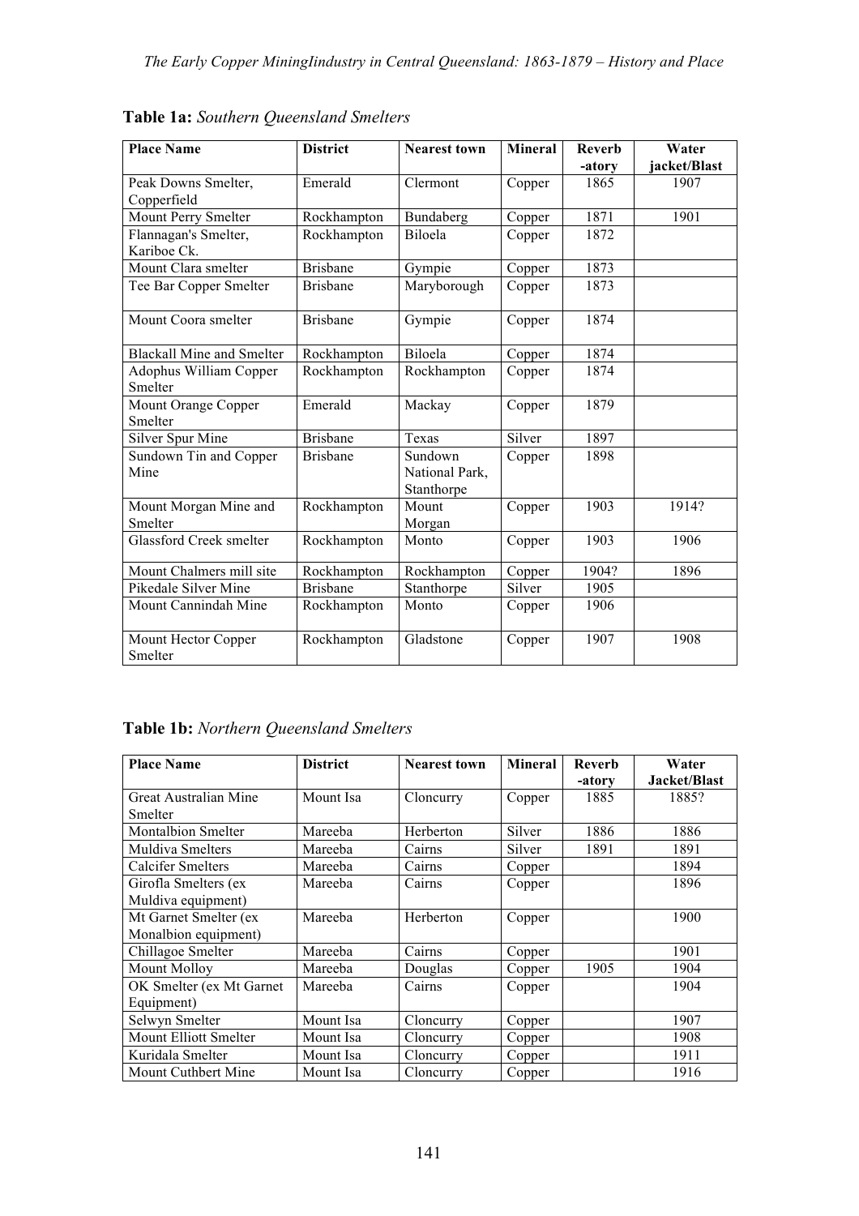**Table 1a:** *Southern Queensland Smelters*

| Place Name | District | Nearest town | Mineral | Reverb -atory | Water jacket/Blast |
|---|---|---|---|---|---|
| Peak Downs Smelter, Copperfield | Emerald | Clermont | Copper | 1865 | 1907 |
| Mount Perry Smelter | Rockhampton | Bundaberg | Copper | 1871 | 1901 |
| Flannagan's Smelter, Kariboe Ck. | Rockhampton | Biloela | Copper | 1872 | |
| Mount Clara smelter | Brisbane | Gympie | Copper | 1873 | |
| Tee Bar Copper Smelter | Brisbane | Maryborough | Copper | 1873 | |
| Mount Coora smelter | Brisbane | Gympie | Copper | 1874 | |
| Blackall Mine and Smelter | Rockhampton | Biloela | Copper | 1874 | |
| Adophus William Copper Smelter | Rockhampton | Rockhampton | Copper | 1874 | |
| Mount Orange Copper Smelter | Emerald | Mackay | Copper | 1879 | |
| Silver Spur Mine | Brisbane | Texas | Silver | 1897 | |
| Sundown Tin and Copper Mine | Brisbane | Sundown National Park, Stanthorpe | Copper | 1898 | |
| Mount Morgan Mine and Smelter | Rockhampton | Mount Morgan | Copper | 1903 | 1914? |
| Glassford Creek smelter | Rockhampton | Monto | Copper | 1903 | 1906 |
| Mount Chalmers mill site | Rockhampton | Rockhampton | Copper | 1904? | 1896 |
| Pikedale Silver Mine | Brisbane | Stanthorpe | Silver | 1905 | |
| Mount Cannindah Mine | Rockhampton | Monto | Copper | 1906 | |
| Mount Hector Copper Smelter | Rockhampton | Gladstone | Copper | 1907 | 1908 |

**Table 1b:** *Northern Queensland Smelters*

| Place Name | District | Nearest town | Mineral | Reverb -atory | Water Jacket/Blast |
|---|---|---|---|---|---|
| Great Australian Mine Smelter | Mount Isa | Cloncurry | Copper | 1885 | 1885? |
| Montalbion Smelter | Mareeba | Herberton | Silver | 1886 | 1886 |
| Muldiva Smelters | Mareeba | Cairns | Silver | 1891 | 1891 |
| Calcifer Smelters | Mareeba | Cairns | Copper | | 1894 |
| Girofla Smelters (ex Muldiva equipment) | Mareeba | Cairns | Copper | | 1896 |
| Mt Garnet Smelter (ex Monalbion equipment) | Mareeba | Herberton | Copper | | 1900 |
| Chillagoe Smelter | Mareeba | Cairns | Copper | | 1901 |
| Mount Molloy | Mareeba | Douglas | Copper | 1905 | 1904 |
| OK Smelter (ex Mt Garnet Equipment) | Mareeba | Cairns | Copper | | 1904 |
| Selwyn Smelter | Mount Isa | Cloncurry | Copper | | 1907 |
| Mount Elliott Smelter | Mount Isa | Cloncurry | Copper | | 1908 |
| Kuridala Smelter | Mount Isa | Cloncurry | Copper | | 1911 |
| Mount Cuthbert Mine | Mount Isa | Cloncurry | Copper | | 1916 |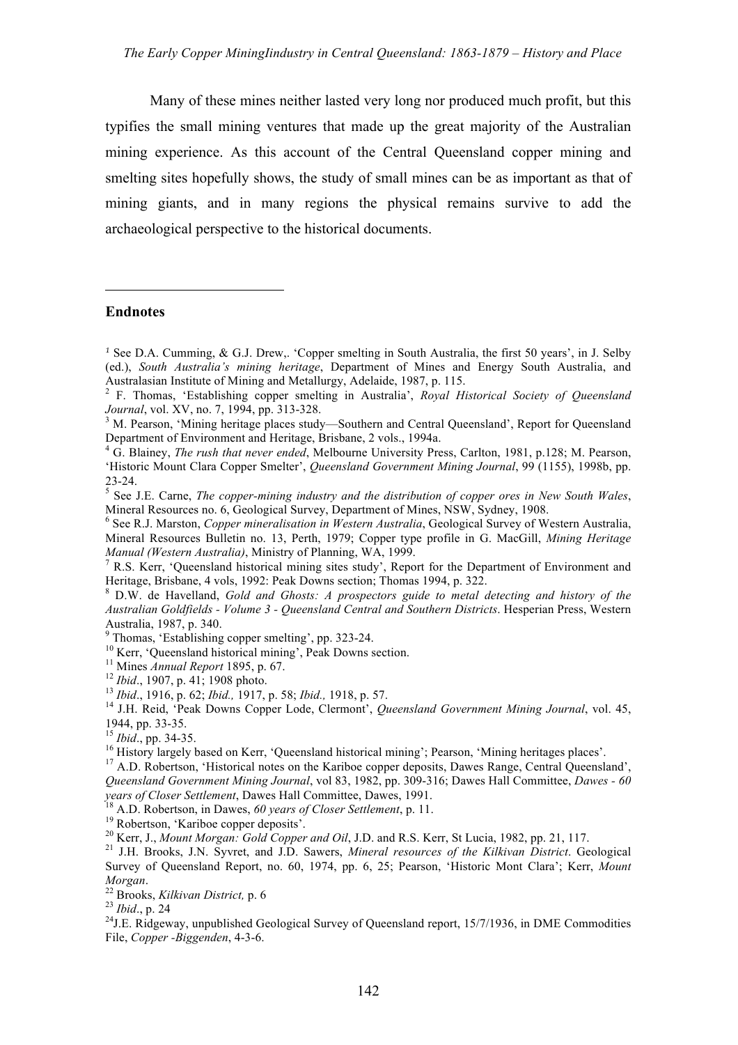Many of these mines neither lasted very long nor produced much profit, but this typifies the small mining ventures that made up the great majority of the Australian mining experience. As this account of the Central Queensland copper mining and smelting sites hopefully shows, the study of small mines can be as important as that of mining giants, and in many regions the physical remains survive to add the archaeological perspective to the historical documents.

---

**Endnotes**

[1] See D.A. Cumming, & G.J. Drew,. 'Copper smelting in South Australia, the first 50 years', in J. Selby (ed.), *South Australia's mining heritage*, Department of Mines and Energy South Australia, and Australasian Institute of Mining and Metallurgy, Adelaide, 1987, p. 115.

[2] F. Thomas, 'Establishing copper smelting in Australia', *Royal Historical Society of Queensland Journal*, vol. XV, no. 7, 1994, pp. 313-328.

[3] M. Pearson, 'Mining heritage places study—Southern and Central Queensland', Report for Queensland Department of Environment and Heritage, Brisbane, 2 vols., 1994a.

[4] G. Blainey, *The rush that never ended*, Melbourne University Press, Carlton, 1981, p.128; M. Pearson, 'Historic Mount Clara Copper Smelter', *Queensland Government Mining Journal*, 99 (1155), 1998b, pp. 23-24.

[5] See J.E. Carne, *The copper-mining industry and the distribution of copper ores in New South Wales*, Mineral Resources no. 6, Geological Survey, Department of Mines, NSW, Sydney, 1908.

[6] See R.J. Marston, *Copper mineralisation in Western Australia*, Geological Survey of Western Australia, Mineral Resources Bulletin no. 13, Perth, 1979; Copper type profile in G. MacGill, *Mining Heritage Manual (Western Australia)*, Ministry of Planning, WA, 1999.

[7] R.S. Kerr, 'Queensland historical mining sites study', Report for the Department of Environment and Heritage, Brisbane, 4 vols, 1992: Peak Downs section; Thomas 1994, p. 322.

[8] D.W. de Havelland, *Gold and Ghosts: A prospectors guide to metal detecting and history of the Australian Goldfields - Volume 3 - Queensland Central and Southern Districts*. Hesperian Press, Western Australia, 1987, p. 340.

[9] Thomas, 'Establishing copper smelting', pp. 323-24.

[10] Kerr, 'Queensland historical mining', Peak Downs section.

[11] Mines *Annual Report* 1895, p. 67.

[12] *Ibid*., 1907, p. 41; 1908 photo.

[13] *Ibid*., 1916, p. 62; *Ibid.,* 1917, p. 58; *Ibid.,* 1918, p. 57.

[14] J.H. Reid, 'Peak Downs Copper Lode, Clermont', *Queensland Government Mining Journal*, vol. 45, 1944, pp. 33-35.

[15] *Ibid*., pp. 34-35.

[16] History largely based on Kerr, 'Queensland historical mining'; Pearson, 'Mining heritages places'.

[17] A.D. Robertson, 'Historical notes on the Kariboe copper deposits, Dawes Range, Central Queensland', *Queensland Government Mining Journal*, vol 83, 1982, pp. 309-316; Dawes Hall Committee, *Dawes - 60 years of Closer Settlement*, Dawes Hall Committee, Dawes, 1991.

[18] A.D. Robertson, in Dawes, *60 years of Closer Settlement*, p. 11.

[19] Robertson, 'Kariboe copper deposits'.

[20] Kerr, J., *Mount Morgan: Gold Copper and Oil*, J.D. and R.S. Kerr, St Lucia, 1982, pp. 21, 117.

[21] J.H. Brooks, J.N. Syvret, and J.D. Sawers, *Mineral resources of the Kilkivan District*. Geological Survey of Queensland Report, no. 60, 1974, pp. 6, 25; Pearson, 'Historic Mont Clara'; Kerr, *Mount Morgan*.

[22] Brooks, *Kilkivan District,* p. 6

[23] *Ibid*., p. 24

[24] J.E. Ridgeway, unpublished Geological Survey of Queensland report, 15/7/1936, in DME Commodities File, *Copper -Biggenden*, 4-3-6.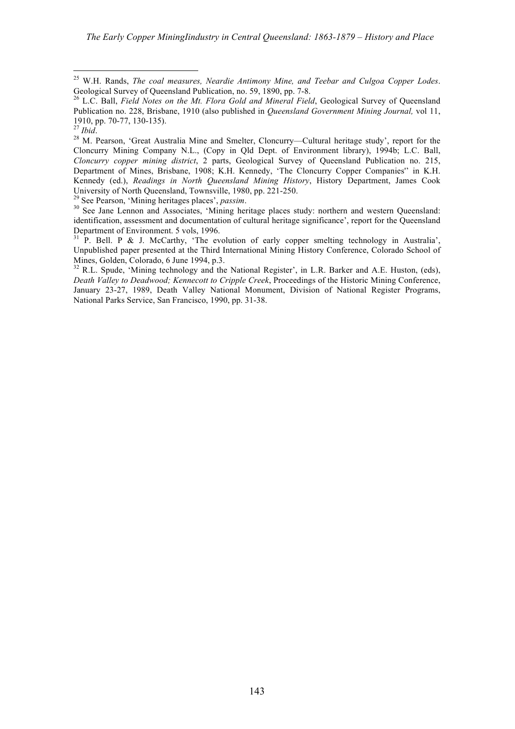[25] W.H. Rands, *The coal measures, Neardie Antimony Mine, and Teebar and Culgoa Copper Lodes*. Geological Survey of Queensland Publication, no. 59, 1890, pp. 7-8.

[26] L.C. Ball, *Field Notes on the Mt. Flora Gold and Mineral Field*, Geological Survey of Queensland Publication no. 228, Brisbane, 1910 (also published in *Queensland Government Mining Journal,* vol 11, 1910, pp. 70-77, 130-135).

[27] *Ibid*.

[28] M. Pearson, 'Great Australia Mine and Smelter, Cloncurry—Cultural heritage study', report for the Cloncurry Mining Company N.L., (Copy in Qld Dept. of Environment library), 1994b; L.C. Ball, *Cloncurry copper mining district*, 2 parts, Geological Survey of Queensland Publication no. 215, Department of Mines, Brisbane, 1908; K.H. Kennedy, 'The Cloncurry Copper Companies'' in K.H. Kennedy (ed.), *Readings in North Queensland Mining History*, History Department, James Cook University of North Queensland, Townsville, 1980, pp. 221-250.

[29] See Pearson, 'Mining heritages places', *passim*.

[30] See Jane Lennon and Associates, 'Mining heritage places study: northern and western Queensland: identification, assessment and documentation of cultural heritage significance', report for the Queensland Department of Environment. 5 vols, 1996.

[31] P. Bell. P & J. McCarthy, 'The evolution of early copper smelting technology in Australia', Unpublished paper presented at the Third International Mining History Conference, Colorado School of Mines, Golden, Colorado, 6 June 1994, p.3.

[32] R.L. Spude, 'Mining technology and the National Register', in L.R. Barker and A.E. Huston, (eds), *Death Valley to Deadwood; Kennecott to Cripple Creek*, Proceedings of the Historic Mining Conference, January 23-27, 1989, Death Valley National Monument, Division of National Register Programs, National Parks Service, San Francisco, 1990, pp. 31-38.